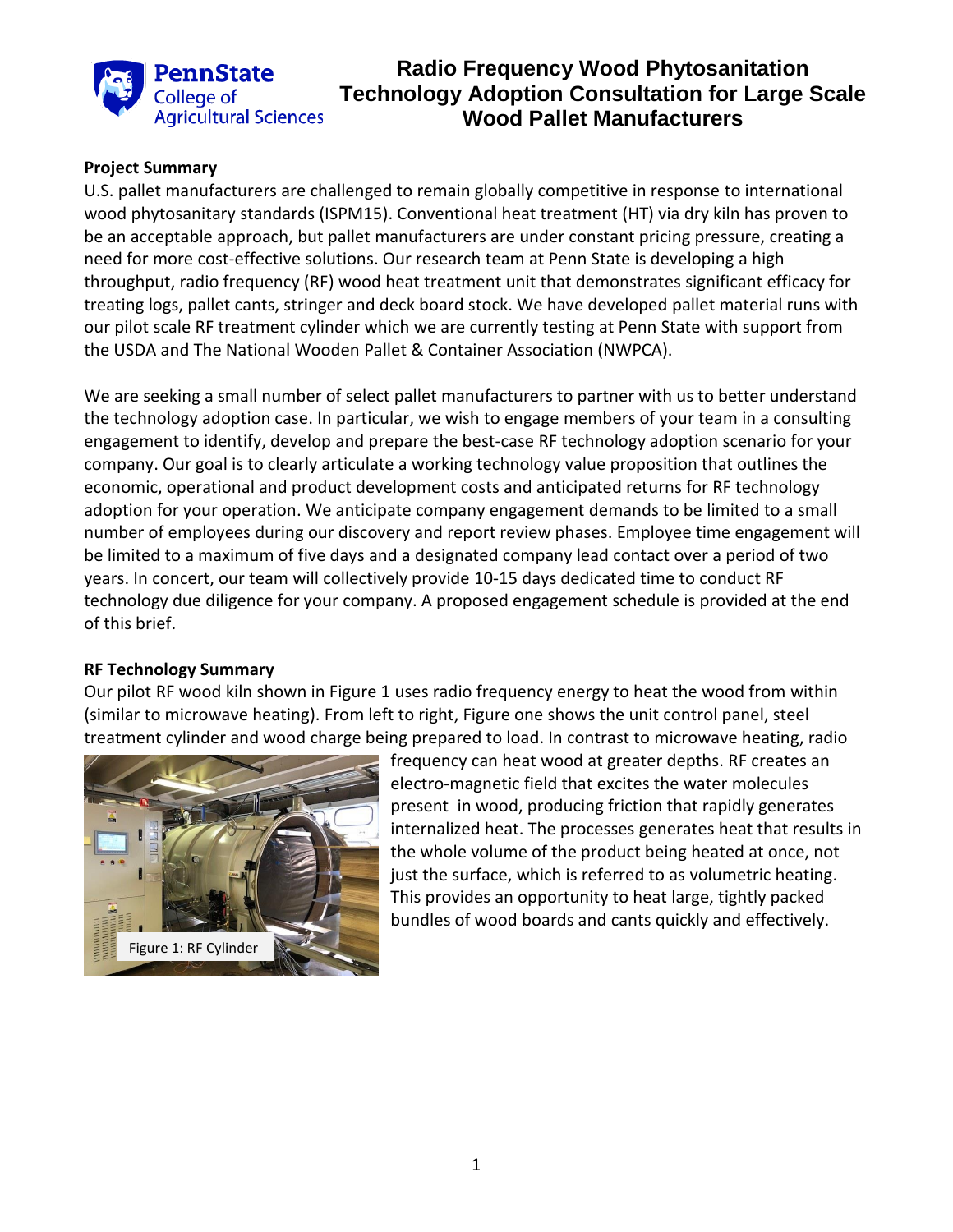# Radio Frequency Wood Phytosanitation Technology Adoption Consultation for Large Scale Wood Pallet Manufacturers

**Project Summary**

U.S. pallet manufacturers are challenged to remain globally competitive in response to international wood phytosanitary standards (ISPM15). Conventional heat treatment (HT) via dry kiln has proven to be an acceptable approach, but pallet manufacturers are under constant pricing pressure, creating a need for more cost-effective solutions. Our research team at Penn State is developing a high throughput, radio frequency (RF) wood heat treatment unit that demonstrates significant efficacy for treating logs, pallet cants, stringer and deck board stock. We have developed pallet material runs with our pilot scale RF treatment cylinder which we are currently testing at Penn State with support from the USDA and The National Wooden Pallet & Container Association (NWPCA).

We are seeking a small number of select pallet manufacturers to partner with us to better understand the technology adoption case. In particular, we wish to engage members of your team in a consulting engagement to identify, develop and prepare the best-case RF technology adoption scenario for your company. Our goal is to clearly articulate a working technology value proposition that outlines the economic, operational and product development costs and anticipated returns for RF technology adoption for your operation. We anticipate company engagement demands to be limited to a small number of employees during our discovery and report review phases. Employee time engagement will be limited to a maximum of five days and a designated company lead contact over a period of two years. In concert, our team will collectively provide 10-15 days dedicated time to conduct RF technology due diligence for your company. A proposed engagement schedule is provided at the end of this brief.

**RF Technology Summary**

Our pilot RF wood kiln shown in Figure 1 uses radio frequency energy to heat the wood from within (similar to microwave heating). From left to right, Figure one shows the unit control panel, steel treatment cylinder and wood charge being prepared to load. In contrast to microwave heating, radio frequency can heat wood at greater depths. RF creates an electro-magnetic field that excites the water molecules present in wood, producing friction that rapidly generates internalized heat. The processes generates heat that results in the whole volume of the product being heated at once, not just the surface, which is referred to as volumetric heating. This provides an opportunity to heat large, tightly packed bundles of wood boards and cants quickly and effectively.

Figure 1: RF Cylinder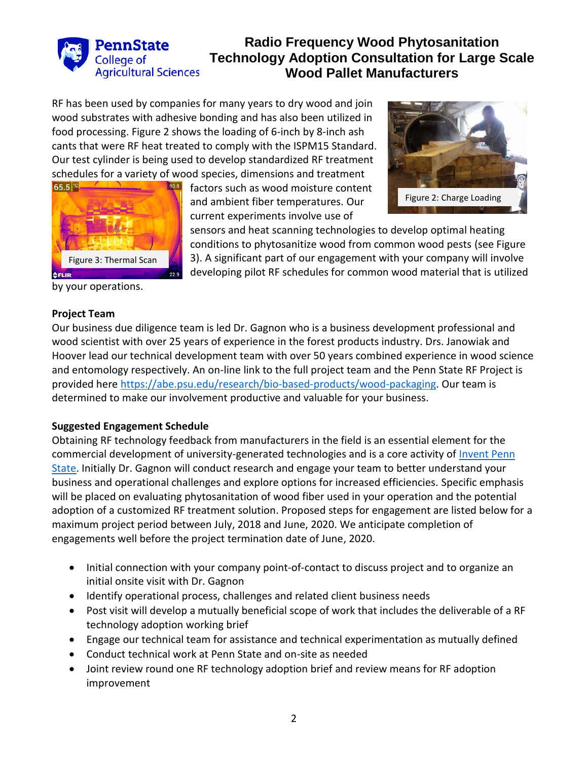# Radio Frequency Wood Phytosanitation Technology Adoption Consultation for Large Scale Wood Pallet Manufacturers

RF has been used by companies for many years to dry wood and join wood substrates with adhesive bonding and has also been utilized in food processing. Figure 2 shows the loading of 6-inch by 8-inch ash cants that were RF heat treated to comply with the ISPM15 Standard. Our test cylinder is being used to develop standardized RF treatment schedules for a variety of wood species, dimensions and treatment factors such as wood moisture content and ambient fiber temperatures. Our current experiments involve use of sensors and heat scanning technologies to develop optimal heating conditions to phytosanitize wood from common wood pests (see Figure 3). A significant part of our engagement with your company will involve developing pilot RF schedules for common wood material that is utilized by your operations.

Figure 2: Charge Loading

Figure 3: Thermal Scan

**Project Team**

Our business due diligence team is led Dr. Gagnon who is a business development professional and wood scientist with over 25 years of experience in the forest products industry. Drs. Janowiak and Hoover lead our technical development team with over 50 years combined experience in wood science and entomology respectively. An on-line link to the full project team and the Penn State RF Project is provided here https://abe.psu.edu/research/bio-based-products/wood-packaging. Our team is determined to make our involvement productive and valuable for your business.

**Suggested Engagement Schedule**

Obtaining RF technology feedback from manufacturers in the field is an essential element for the commercial development of university-generated technologies and is a core activity of Invent Penn State. Initially Dr. Gagnon will conduct research and engage your team to better understand your business and operational challenges and explore options for increased efficiencies. Specific emphasis will be placed on evaluating phytosanitation of wood fiber used in your operation and the potential adoption of a customized RF treatment solution. Proposed steps for engagement are listed below for a maximum project period between July, 2018 and June, 2020. We anticipate completion of engagements well before the project termination date of June, 2020.

- Initial connection with your company point-of-contact to discuss project and to organize an initial onsite visit with Dr. Gagnon
- Identify operational process, challenges and related client business needs
- Post visit will develop a mutually beneficial scope of work that includes the deliverable of a RF technology adoption working brief
- Engage our technical team for assistance and technical experimentation as mutually defined
- Conduct technical work at Penn State and on-site as needed
- Joint review round one RF technology adoption brief and review means for RF adoption improvement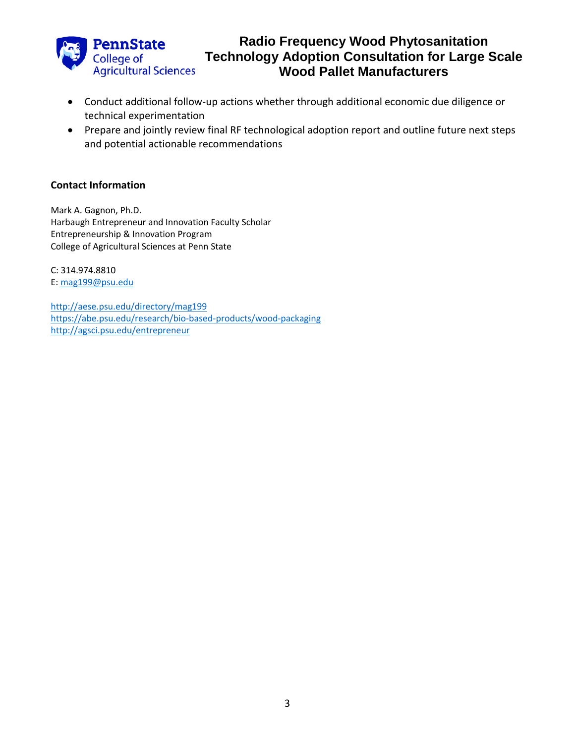- Conduct additional follow-up actions whether through additional economic due diligence or technical experimentation
- Prepare and jointly review final RF technological adoption report and outline future next steps and potential actionable recommendations

**Contact Information**

Mark A. Gagnon, Ph.D.
Harbaugh Entrepreneur and Innovation Faculty Scholar
Entrepreneurship & Innovation Program
College of Agricultural Sciences at Penn State

C: 314.974.8810
E: mag199@psu.edu

http://aese.psu.edu/directory/mag199
https://abe.psu.edu/research/bio-based-products/wood-packaging
http://agsci.psu.edu/entrepreneur